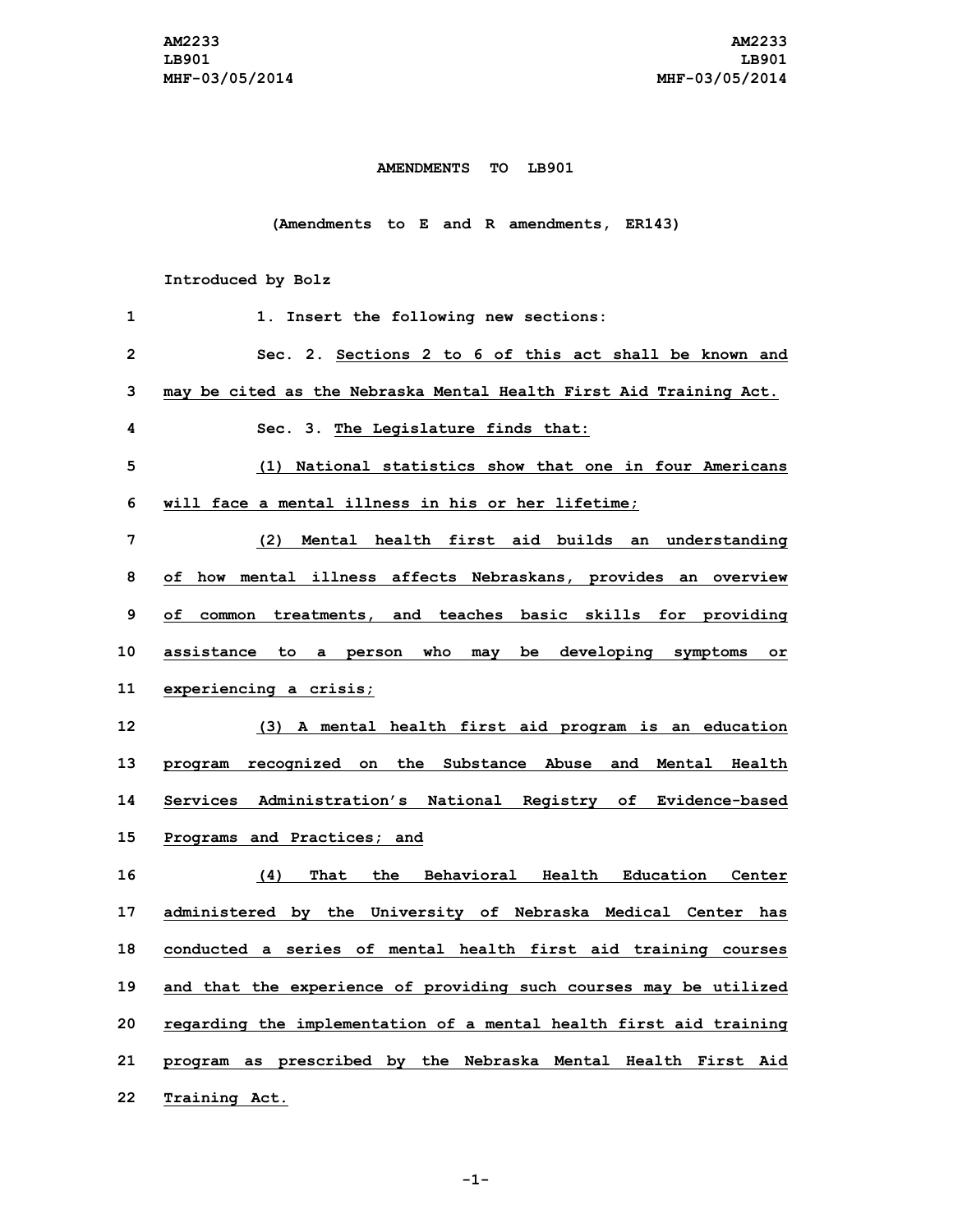AM2233
LB901
MHF-03/05/2014

**AMENDMENTS TO LB901**

**(Amendments to E and R amendments, ER143)**

**Introduced by Bolz**

1. Insert the following new sections:

Sec. 2. Sections 2 to 6 of this act shall be known and may be cited as the Nebraska Mental Health First Aid Training Act.

Sec. 3. The Legislature finds that:

(1) National statistics show that one in four Americans will face a mental illness in his or her lifetime;

(2) Mental health first aid builds an understanding of how mental illness affects Nebraskans, provides an overview of common treatments, and teaches basic skills for providing assistance to a person who may be developing symptoms or experiencing a crisis;

(3) A mental health first aid program is an education program recognized on the Substance Abuse and Mental Health Services Administration's National Registry of Evidence-based Programs and Practices; and

(4) That the Behavioral Health Education Center administered by the University of Nebraska Medical Center has conducted a series of mental health first aid training courses and that the experience of providing such courses may be utilized regarding the implementation of a mental health first aid training program as prescribed by the Nebraska Mental Health First Aid Training Act.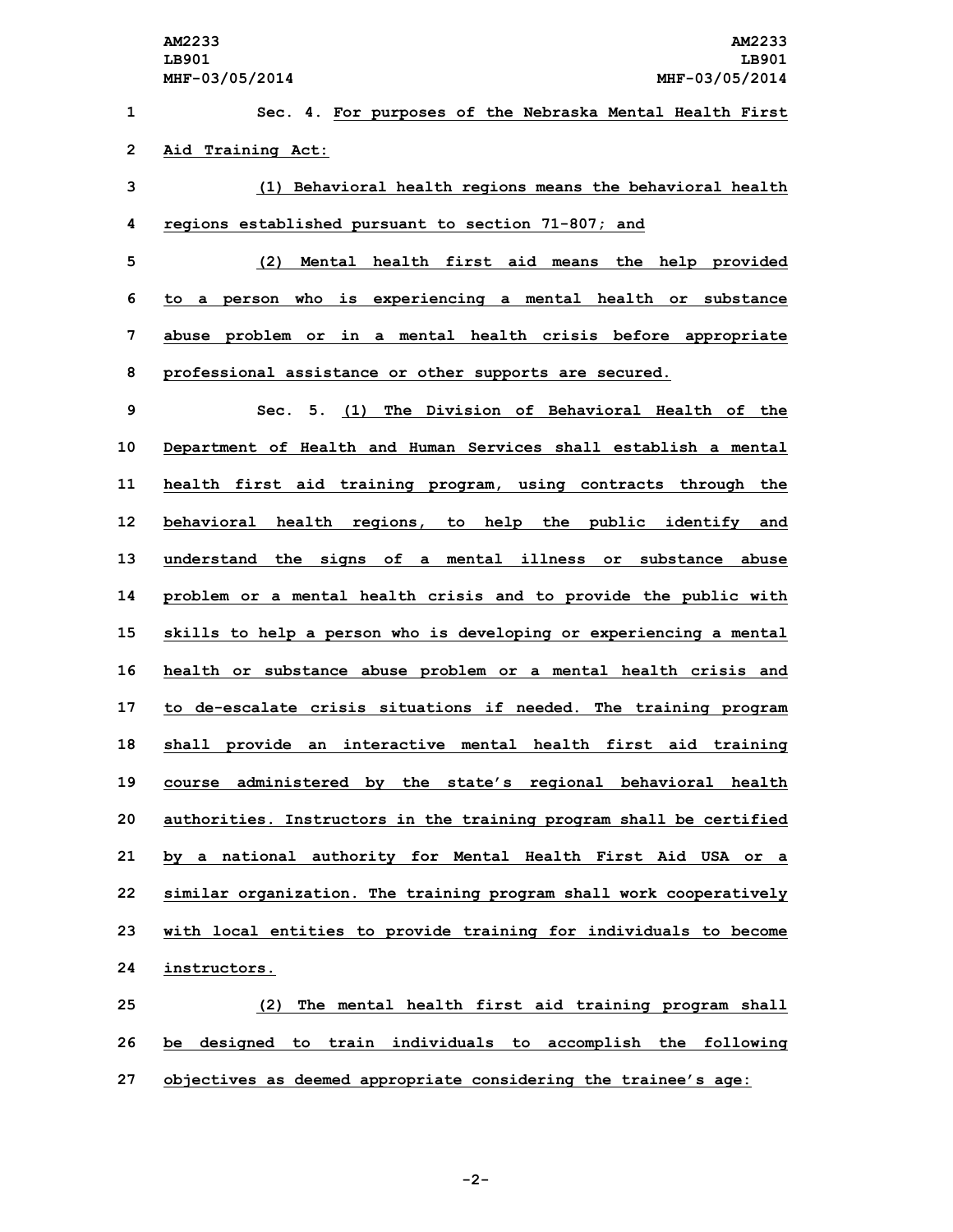Sec. 4. For purposes of the Nebraska Mental Health First Aid Training Act:

(1) Behavioral health regions means the behavioral health regions established pursuant to section 71-807; and

(2) Mental health first aid means the help provided to a person who is experiencing a mental health or substance abuse problem or in a mental health crisis before appropriate professional assistance or other supports are secured.

Sec. 5. (1) The Division of Behavioral Health of the Department of Health and Human Services shall establish a mental health first aid training program, using contracts through the behavioral health regions, to help the public identify and understand the signs of a mental illness or substance abuse problem or a mental health crisis and to provide the public with skills to help a person who is developing or experiencing a mental health or substance abuse problem or a mental health crisis and to de-escalate crisis situations if needed. The training program shall provide an interactive mental health first aid training course administered by the state's regional behavioral health authorities. Instructors in the training program shall be certified by a national authority for Mental Health First Aid USA or a similar organization. The training program shall work cooperatively with local entities to provide training for individuals to become instructors.

(2) The mental health first aid training program shall be designed to train individuals to accomplish the following objectives as deemed appropriate considering the trainee's age: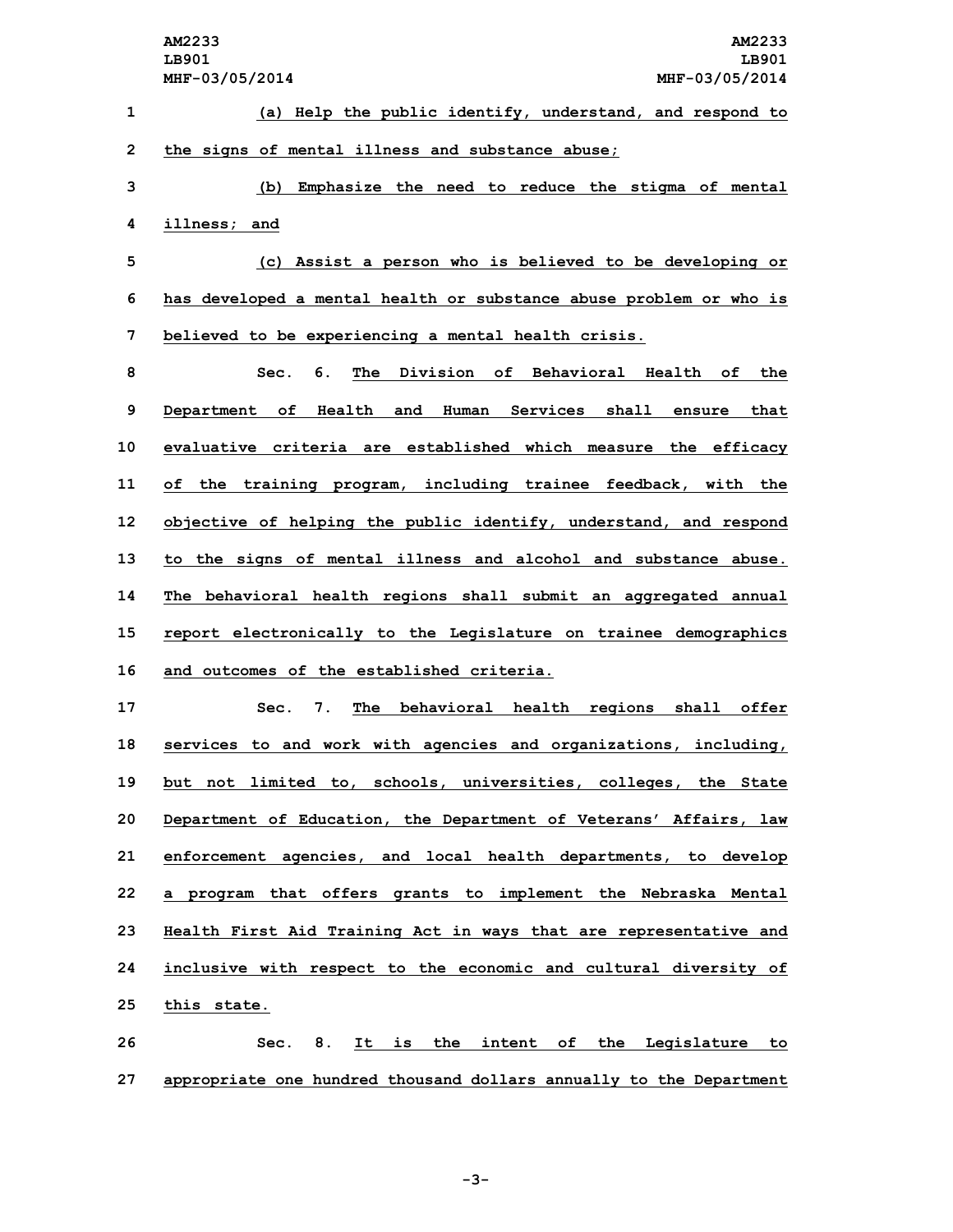(a) Help the public identify, understand, and respond to the signs of mental illness and substance abuse;

(b) Emphasize the need to reduce the stigma of mental illness; and

(c) Assist a person who is believed to be developing or has developed a mental health or substance abuse problem or who is believed to be experiencing a mental health crisis.

Sec. 6. The Division of Behavioral Health of the Department of Health and Human Services shall ensure that evaluative criteria are established which measure the efficacy of the training program, including trainee feedback, with the objective of helping the public identify, understand, and respond to the signs of mental illness and alcohol and substance abuse. The behavioral health regions shall submit an aggregated annual report electronically to the Legislature on trainee demographics and outcomes of the established criteria.

Sec. 7. The behavioral health regions shall offer services to and work with agencies and organizations, including, but not limited to, schools, universities, colleges, the State Department of Education, the Department of Veterans' Affairs, law enforcement agencies, and local health departments, to develop a program that offers grants to implement the Nebraska Mental Health First Aid Training Act in ways that are representative and inclusive with respect to the economic and cultural diversity of this state.

Sec. 8. It is the intent of the Legislature to appropriate one hundred thousand dollars annually to the Department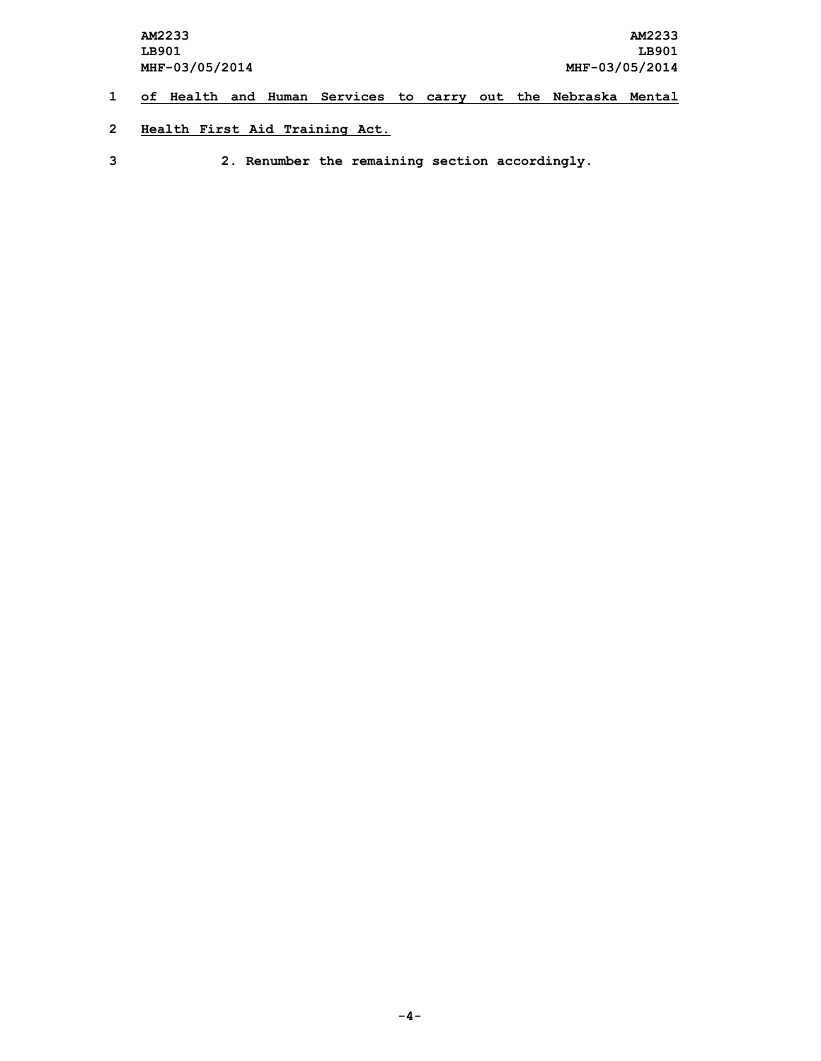1 of Health and Human Services to carry out the Nebraska Mental

2 Health First Aid Training Act.

3 2. Renumber the remaining section accordingly.